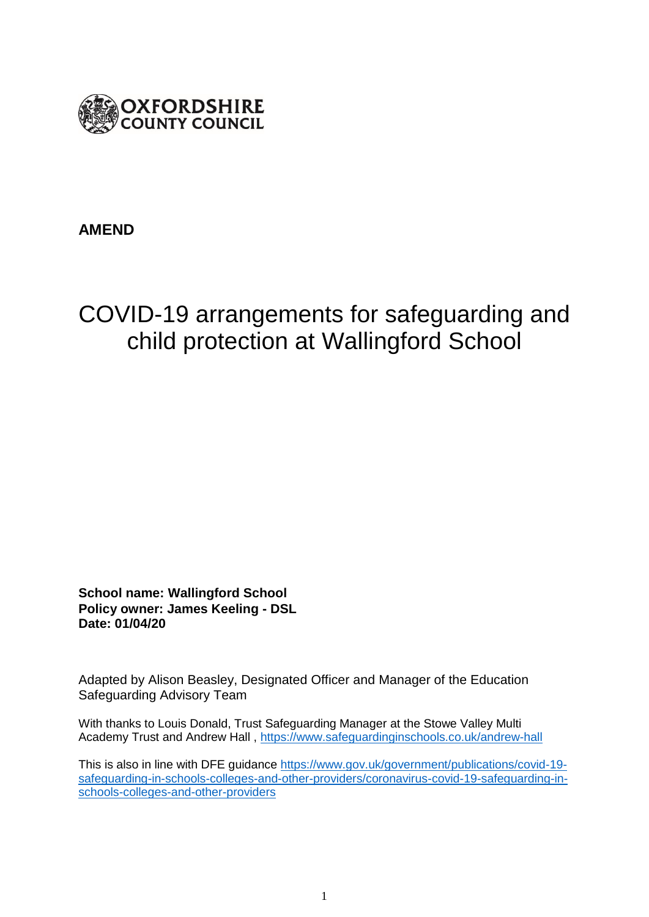OXFORDSHIRE
COUNTY COUNCIL

**AMEND**

# COVID-19 arrangements for safeguarding and child protection at Wallingford School

**School name: Wallingford School**
**Policy owner: James Keeling - DSL**
**Date: 01/04/20**

Adapted by Alison Beasley, Designated Officer and Manager of the Education Safeguarding Advisory Team

With thanks to Louis Donald, Trust Safeguarding Manager at the Stowe Valley Multi Academy Trust and Andrew Hall , https://www.safeguardinginschools.co.uk/andrew-hall

This is also in line with DFE guidance https://www.gov.uk/government/publications/covid-19-safeguarding-in-schools-colleges-and-other-providers/coronavirus-covid-19-safeguarding-in-schools-colleges-and-other-providers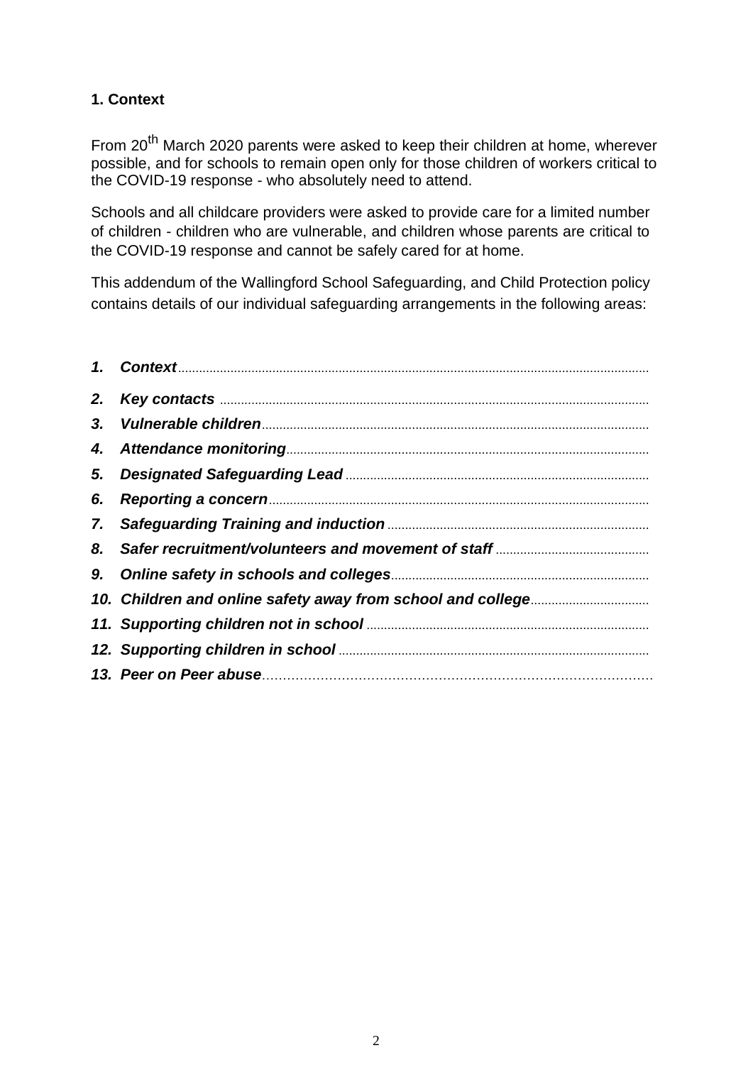## 1. Context

From 20th March 2020 parents were asked to keep their children at home, wherever possible, and for schools to remain open only for those children of workers critical to the COVID-19 response - who absolutely need to attend.

Schools and all childcare providers were asked to provide care for a limited number of children - children who are vulnerable, and children whose parents are critical to the COVID-19 response and cannot be safely cared for at home.

This addendum of the Wallingford School Safeguarding, and Child Protection policy contains details of our individual safeguarding arrangements in the following areas:

1. ***Context***
2. ***Key contacts***
3. ***Vulnerable children***
4. ***Attendance monitoring***
5. ***Designated Safeguarding Lead***
6. ***Reporting a concern***
7. ***Safeguarding Training and induction***
8. ***Safer recruitment/volunteers and movement of staff***
9. ***Online safety in schools and colleges***
10. ***Children and online safety away from school and college***
11. ***Supporting children not in school***
12. ***Supporting children in school***
13. ***Peer on Peer abuse***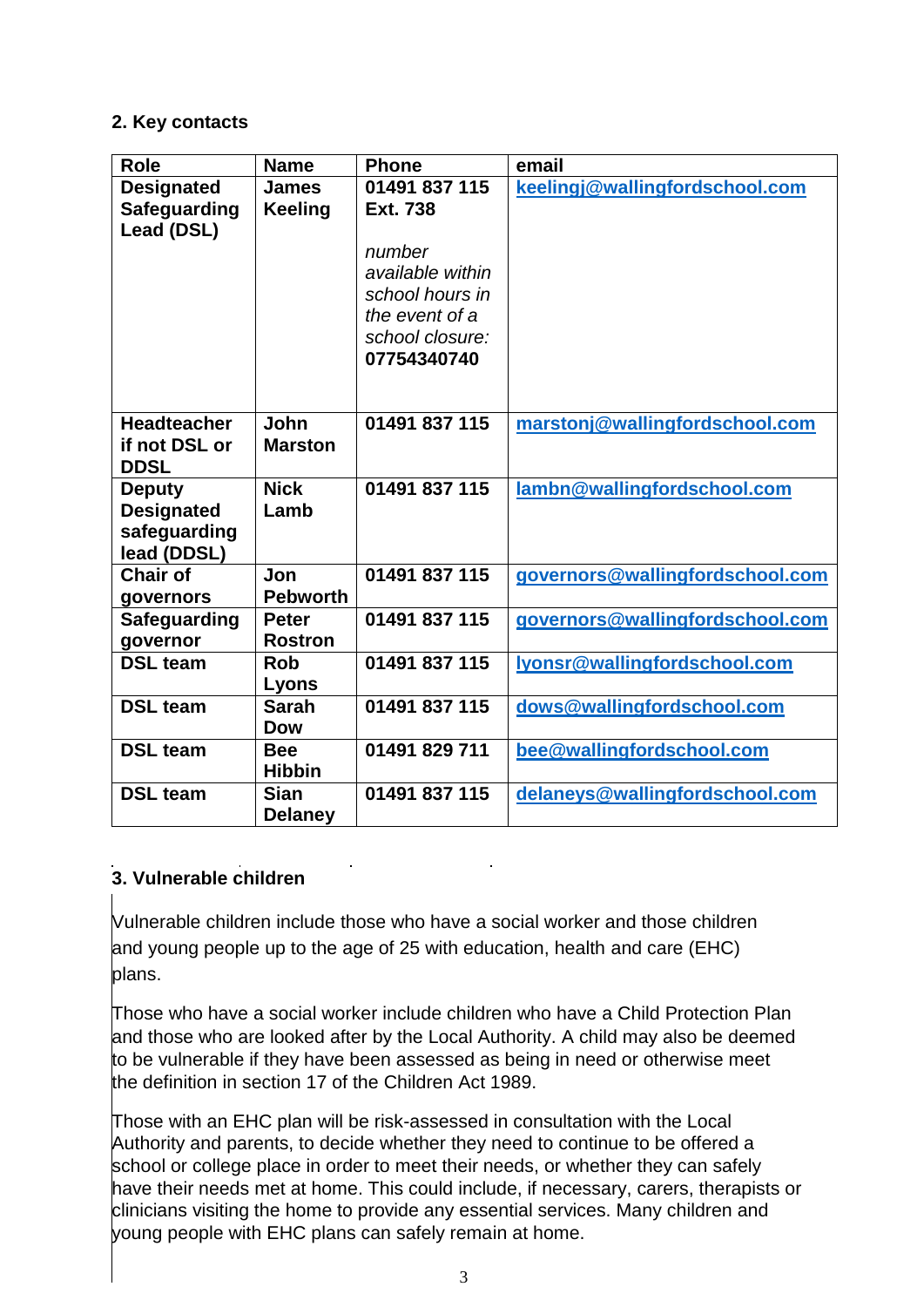## 2. Key contacts

| Role | Name | Phone | email |
|---|---|---|---|
| **Designated Safeguarding Lead (DSL)** | **James Keeling** | **01491 837 115 Ext. 738**<br><br>*number available within school hours in the event of a school closure:* **07754340740** | keelingj@wallingfordschool.com |
| **Headteacher if not DSL or DDSL** | **John Marston** | **01491 837 115** | marstonj@wallingfordschool.com |
| **Deputy Designated safeguarding lead (DDSL)** | **Nick Lamb** | **01491 837 115** | lambn@wallingfordschool.com |
| **Chair of governors** | **Jon Pebworth** | **01491 837 115** | governors@wallingfordschool.com |
| **Safeguarding governor** | **Peter Rostron** | **01491 837 115** | governors@wallingfordschool.com |
| **DSL team** | **Rob Lyons** | **01491 837 115** | lyonsr@wallingfordschool.com |
| **DSL team** | **Sarah Dow** | **01491 837 115** | dows@wallingfordschool.com |
| **DSL team** | **Bee Hibbin** | **01491 829 711** | bee@wallingfordschool.com |
| **DSL team** | **Sian Delaney** | **01491 837 115** | delaneys@wallingfordschool.com |

## 3. Vulnerable children

Vulnerable children include those who have a social worker and those children and young people up to the age of 25 with education, health and care (EHC) plans.

Those who have a social worker include children who have a Child Protection Plan and those who are looked after by the Local Authority. A child may also be deemed to be vulnerable if they have been assessed as being in need or otherwise meet the definition in section 17 of the Children Act 1989.

Those with an EHC plan will be risk-assessed in consultation with the Local Authority and parents, to decide whether they need to continue to be offered a school or college place in order to meet their needs, or whether they can safely have their needs met at home. This could include, if necessary, carers, therapists or clinicians visiting the home to provide any essential services. Many children and young people with EHC plans can safely remain at home.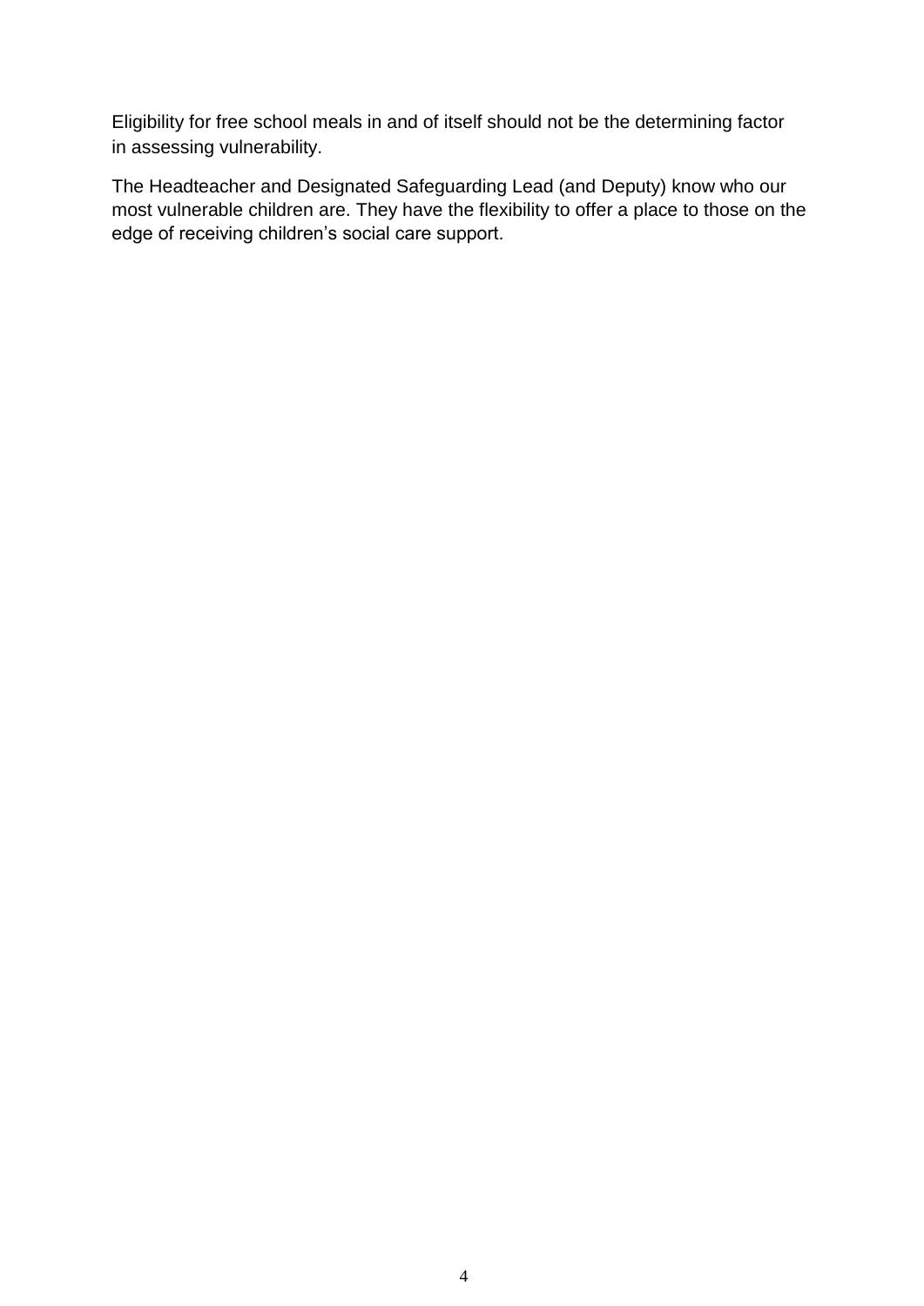Eligibility for free school meals in and of itself should not be the determining factor in assessing vulnerability.

The Headteacher and Designated Safeguarding Lead (and Deputy) know who our most vulnerable children are. They have the flexibility to offer a place to those on the edge of receiving children's social care support.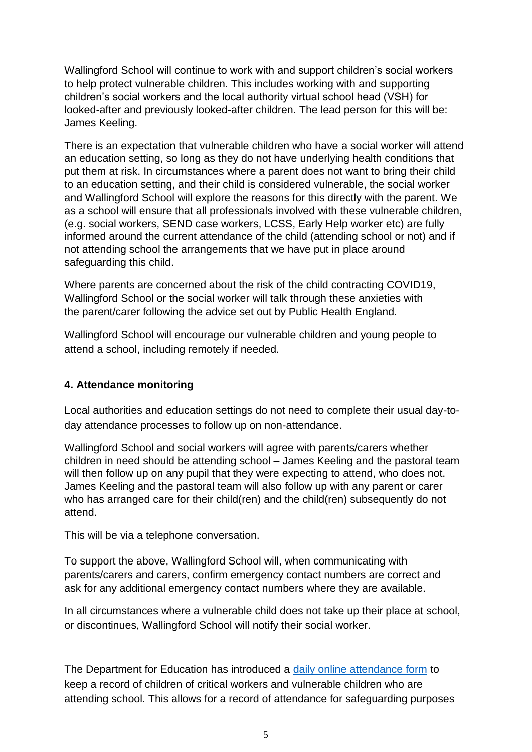Wallingford School will continue to work with and support children's social workers to help protect vulnerable children. This includes working with and supporting children's social workers and the local authority virtual school head (VSH) for looked-after and previously looked-after children. The lead person for this will be: James Keeling.

There is an expectation that vulnerable children who have a social worker will attend an education setting, so long as they do not have underlying health conditions that put them at risk. In circumstances where a parent does not want to bring their child to an education setting, and their child is considered vulnerable, the social worker and Wallingford School will explore the reasons for this directly with the parent. We as a school will ensure that all professionals involved with these vulnerable children, (e.g. social workers, SEND case workers, LCSS, Early Help worker etc) are fully informed around the current attendance of the child (attending school or not) and if not attending school the arrangements that we have put in place around safeguarding this child.

Where parents are concerned about the risk of the child contracting COVID19, Wallingford School or the social worker will talk through these anxieties with the parent/carer following the advice set out by Public Health England.

Wallingford School will encourage our vulnerable children and young people to attend a school, including remotely if needed.

### 4. Attendance monitoring

Local authorities and education settings do not need to complete their usual day-to-day attendance processes to follow up on non-attendance.

Wallingford School and social workers will agree with parents/carers whether children in need should be attending school – James Keeling and the pastoral team will then follow up on any pupil that they were expecting to attend, who does not. James Keeling and the pastoral team will also follow up with any parent or carer who has arranged care for their child(ren) and the child(ren) subsequently do not attend.

This will be via a telephone conversation.

To support the above, Wallingford School will, when communicating with parents/carers and carers, confirm emergency contact numbers are correct and ask for any additional emergency contact numbers where they are available.

In all circumstances where a vulnerable child does not take up their place at school, or discontinues, Wallingford School will notify their social worker.

The Department for Education has introduced a daily online attendance form to keep a record of children of critical workers and vulnerable children who are attending school. This allows for a record of attendance for safeguarding purposes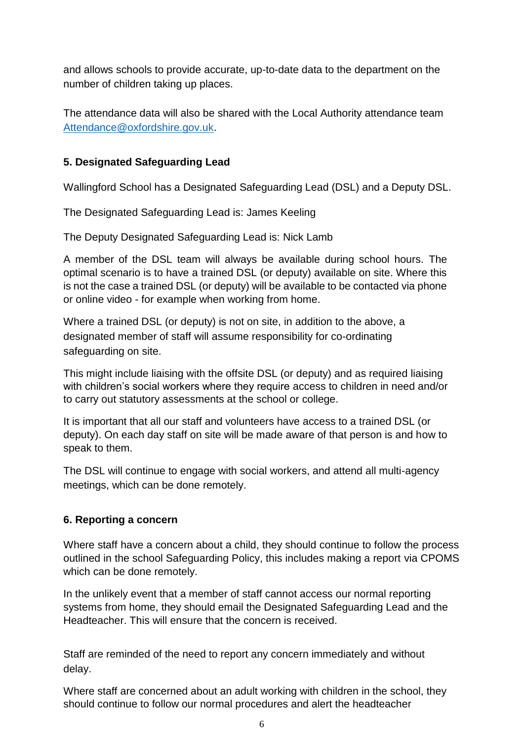and allows schools to provide accurate, up-to-date data to the department on the number of children taking up places.

The attendance data will also be shared with the Local Authority attendance team Attendance@oxfordshire.gov.uk.

## 5. Designated Safeguarding Lead

Wallingford School has a Designated Safeguarding Lead (DSL) and a Deputy DSL.

The Designated Safeguarding Lead is: James Keeling

The Deputy Designated Safeguarding Lead is: Nick Lamb

A member of the DSL team will always be available during school hours. The optimal scenario is to have a trained DSL (or deputy) available on site. Where this is not the case a trained DSL (or deputy) will be available to be contacted via phone or online video - for example when working from home.

Where a trained DSL (or deputy) is not on site, in addition to the above, a designated member of staff will assume responsibility for co-ordinating safeguarding on site.

This might include liaising with the offsite DSL (or deputy) and as required liaising with children's social workers where they require access to children in need and/or to carry out statutory assessments at the school or college.

It is important that all our staff and volunteers have access to a trained DSL (or deputy). On each day staff on site will be made aware of that person is and how to speak to them.

The DSL will continue to engage with social workers, and attend all multi-agency meetings, which can be done remotely.

## 6. Reporting a concern

Where staff have a concern about a child, they should continue to follow the process outlined in the school Safeguarding Policy, this includes making a report via CPOMS which can be done remotely.

In the unlikely event that a member of staff cannot access our normal reporting systems from home, they should email the Designated Safeguarding Lead and the Headteacher. This will ensure that the concern is received.

Staff are reminded of the need to report any concern immediately and without delay.

Where staff are concerned about an adult working with children in the school, they should continue to follow our normal procedures and alert the headteacher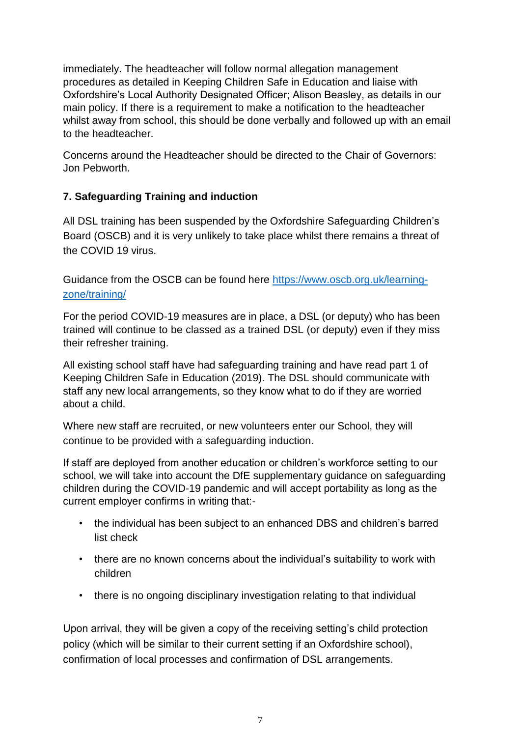immediately. The headteacher will follow normal allegation management procedures as detailed in Keeping Children Safe in Education and liaise with Oxfordshire's Local Authority Designated Officer; Alison Beasley, as details in our main policy. If there is a requirement to make a notification to the headteacher whilst away from school, this should be done verbally and followed up with an email to the headteacher.

Concerns around the Headteacher should be directed to the Chair of Governors: Jon Pebworth.

### 7. Safeguarding Training and induction

All DSL training has been suspended by the Oxfordshire Safeguarding Children's Board (OSCB) and it is very unlikely to take place whilst there remains a threat of the COVID 19 virus.

Guidance from the OSCB can be found here [https://www.oscb.org.uk/learning-zone/training/](https://www.oscb.org.uk/learning-zone/training/)

For the period COVID-19 measures are in place, a DSL (or deputy) who has been trained will continue to be classed as a trained DSL (or deputy) even if they miss their refresher training.

All existing school staff have had safeguarding training and have read part 1 of Keeping Children Safe in Education (2019). The DSL should communicate with staff any new local arrangements, so they know what to do if they are worried about a child.

Where new staff are recruited, or new volunteers enter our School, they will continue to be provided with a safeguarding induction.

If staff are deployed from another education or children's workforce setting to our school, we will take into account the DfE supplementary guidance on safeguarding children during the COVID-19 pandemic and will accept portability as long as the current employer confirms in writing that:-

- the individual has been subject to an enhanced DBS and children's barred list check
- there are no known concerns about the individual's suitability to work with children
- there is no ongoing disciplinary investigation relating to that individual

Upon arrival, they will be given a copy of the receiving setting's child protection policy (which will be similar to their current setting if an Oxfordshire school), confirmation of local processes and confirmation of DSL arrangements.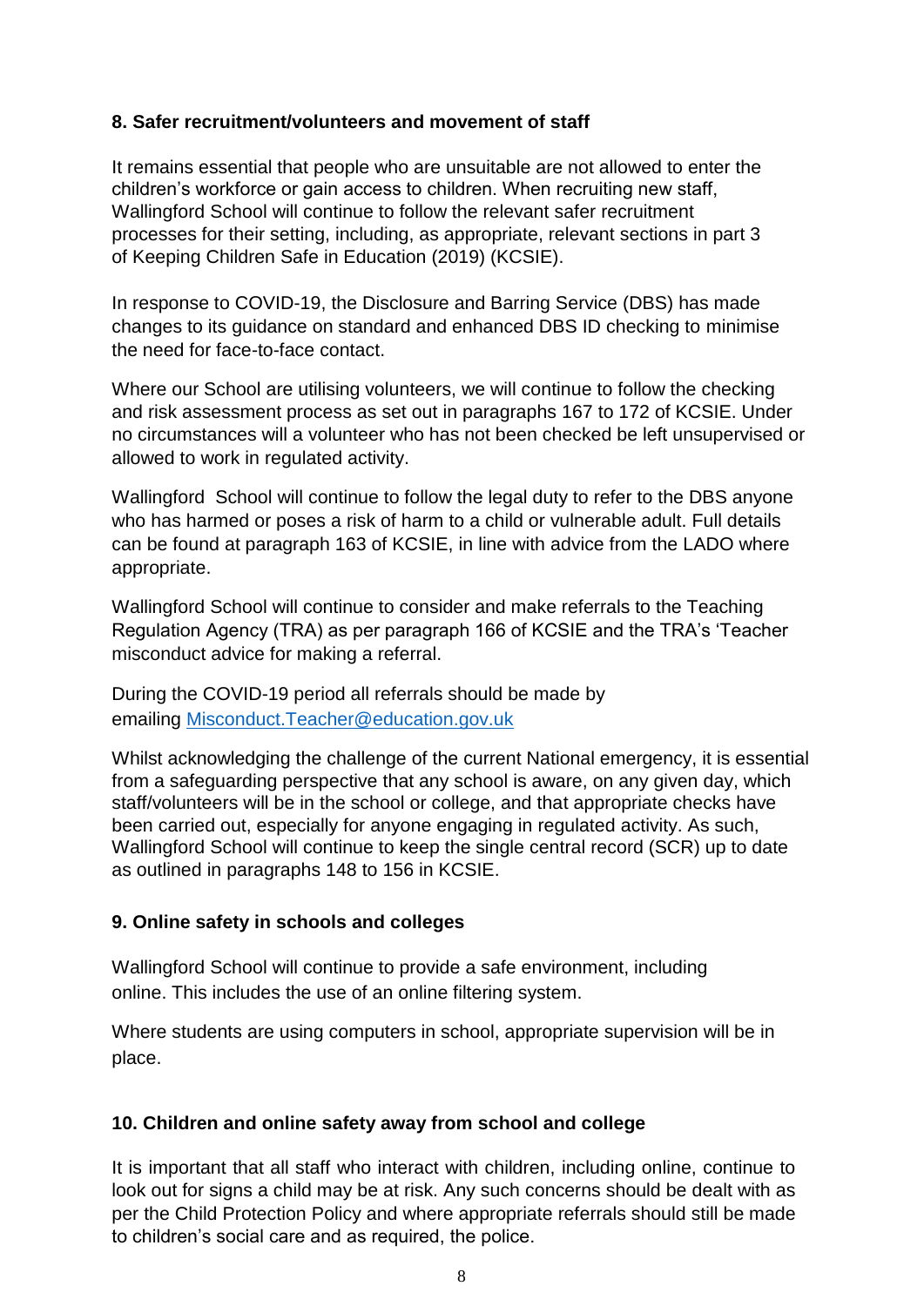## 8. Safer recruitment/volunteers and movement of staff

It remains essential that people who are unsuitable are not allowed to enter the children's workforce or gain access to children. When recruiting new staff, Wallingford School will continue to follow the relevant safer recruitment processes for their setting, including, as appropriate, relevant sections in part 3 of Keeping Children Safe in Education (2019) (KCSIE).

In response to COVID-19, the Disclosure and Barring Service (DBS) has made changes to its guidance on standard and enhanced DBS ID checking to minimise the need for face-to-face contact.

Where our School are utilising volunteers, we will continue to follow the checking and risk assessment process as set out in paragraphs 167 to 172 of KCSIE. Under no circumstances will a volunteer who has not been checked be left unsupervised or allowed to work in regulated activity.

Wallingford School will continue to follow the legal duty to refer to the DBS anyone who has harmed or poses a risk of harm to a child or vulnerable adult. Full details can be found at paragraph 163 of KCSIE, in line with advice from the LADO where appropriate.

Wallingford School will continue to consider and make referrals to the Teaching Regulation Agency (TRA) as per paragraph 166 of KCSIE and the TRA's 'Teacher misconduct advice for making a referral.

During the COVID-19 period all referrals should be made by emailing [Misconduct.Teacher@education.gov.uk](mailto:Misconduct.Teacher@education.gov.uk)

Whilst acknowledging the challenge of the current National emergency, it is essential from a safeguarding perspective that any school is aware, on any given day, which staff/volunteers will be in the school or college, and that appropriate checks have been carried out, especially for anyone engaging in regulated activity. As such, Wallingford School will continue to keep the single central record (SCR) up to date as outlined in paragraphs 148 to 156 in KCSIE.

## 9. Online safety in schools and colleges

Wallingford School will continue to provide a safe environment, including online. This includes the use of an online filtering system.

Where students are using computers in school, appropriate supervision will be in place.

## 10. Children and online safety away from school and college

It is important that all staff who interact with children, including online, continue to look out for signs a child may be at risk. Any such concerns should be dealt with as per the Child Protection Policy and where appropriate referrals should still be made to children's social care and as required, the police.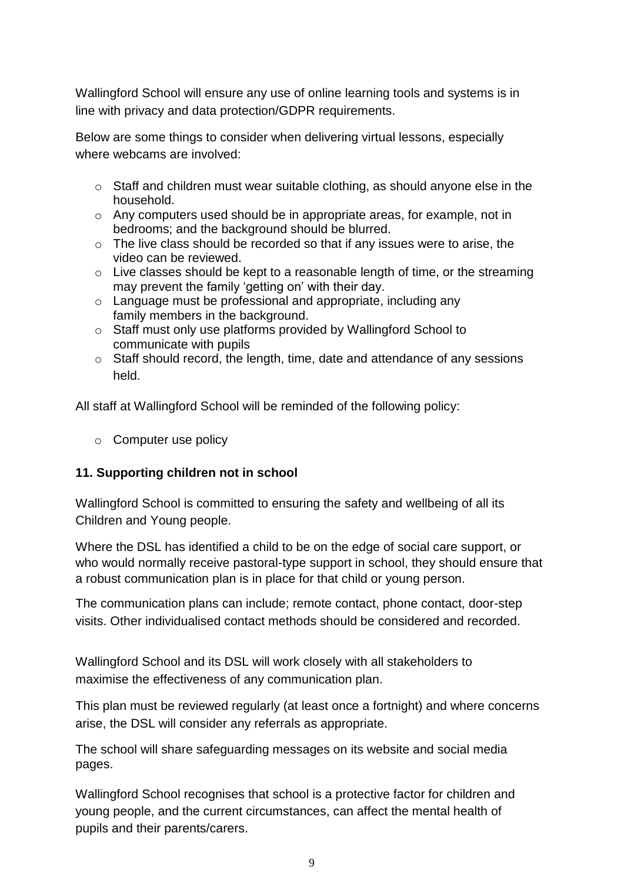Wallingford School will ensure any use of online learning tools and systems is in line with privacy and data protection/GDPR requirements.

Below are some things to consider when delivering virtual lessons, especially where webcams are involved:

- Staff and children must wear suitable clothing, as should anyone else in the household.
- Any computers used should be in appropriate areas, for example, not in bedrooms; and the background should be blurred.
- The live class should be recorded so that if any issues were to arise, the video can be reviewed.
- Live classes should be kept to a reasonable length of time, or the streaming may prevent the family 'getting on' with their day.
- Language must be professional and appropriate, including any family members in the background.
- Staff must only use platforms provided by Wallingford School to communicate with pupils
- Staff should record, the length, time, date and attendance of any sessions held.

All staff at Wallingford School will be reminded of the following policy:

- Computer use policy

**11. Supporting children not in school**

Wallingford School is committed to ensuring the safety and wellbeing of all its Children and Young people.

Where the DSL has identified a child to be on the edge of social care support, or who would normally receive pastoral-type support in school, they should ensure that a robust communication plan is in place for that child or young person.

The communication plans can include; remote contact, phone contact, door-step visits. Other individualised contact methods should be considered and recorded.

Wallingford School and its DSL will work closely with all stakeholders to maximise the effectiveness of any communication plan.

This plan must be reviewed regularly (at least once a fortnight) and where concerns arise, the DSL will consider any referrals as appropriate.

The school will share safeguarding messages on its website and social media pages.

Wallingford School recognises that school is a protective factor for children and young people, and the current circumstances, can affect the mental health of pupils and their parents/carers.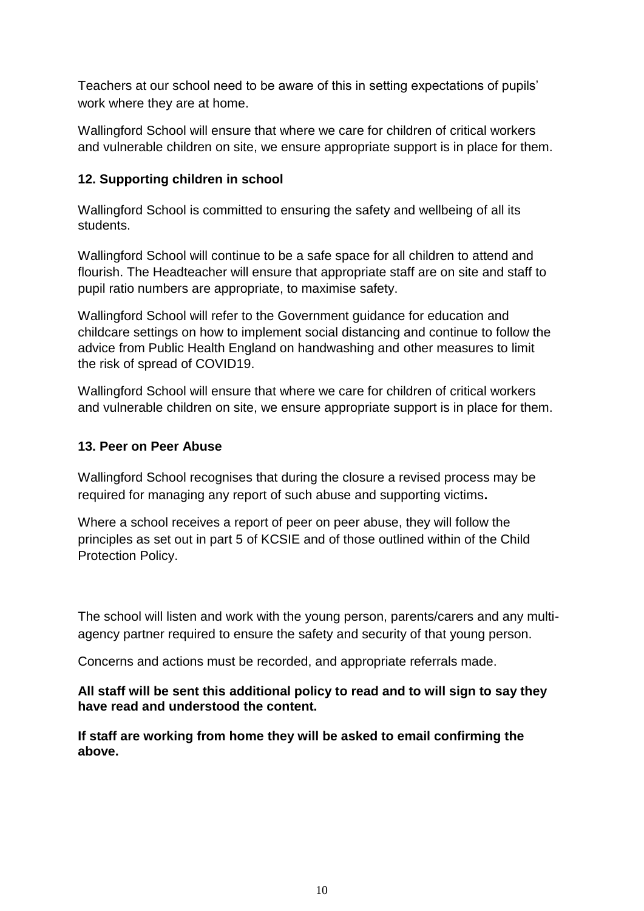Teachers at our school need to be aware of this in setting expectations of pupils' work where they are at home.

Wallingford School will ensure that where we care for children of critical workers and vulnerable children on site, we ensure appropriate support is in place for them.

## 12. Supporting children in school

Wallingford School is committed to ensuring the safety and wellbeing of all its students.

Wallingford School will continue to be a safe space for all children to attend and flourish. The Headteacher will ensure that appropriate staff are on site and staff to pupil ratio numbers are appropriate, to maximise safety.

Wallingford School will refer to the Government guidance for education and childcare settings on how to implement social distancing and continue to follow the advice from Public Health England on handwashing and other measures to limit the risk of spread of COVID19.

Wallingford School will ensure that where we care for children of critical workers and vulnerable children on site, we ensure appropriate support is in place for them.

## 13. Peer on Peer Abuse

Wallingford School recognises that during the closure a revised process may be required for managing any report of such abuse and supporting victims**.**

Where a school receives a report of peer on peer abuse, they will follow the principles as set out in part 5 of KCSIE and of those outlined within of the Child Protection Policy.

The school will listen and work with the young person, parents/carers and any multi-agency partner required to ensure the safety and security of that young person.

Concerns and actions must be recorded, and appropriate referrals made.

**All staff will be sent this additional policy to read and to will sign to say they have read and understood the content.**

**If staff are working from home they will be asked to email confirming the above.**